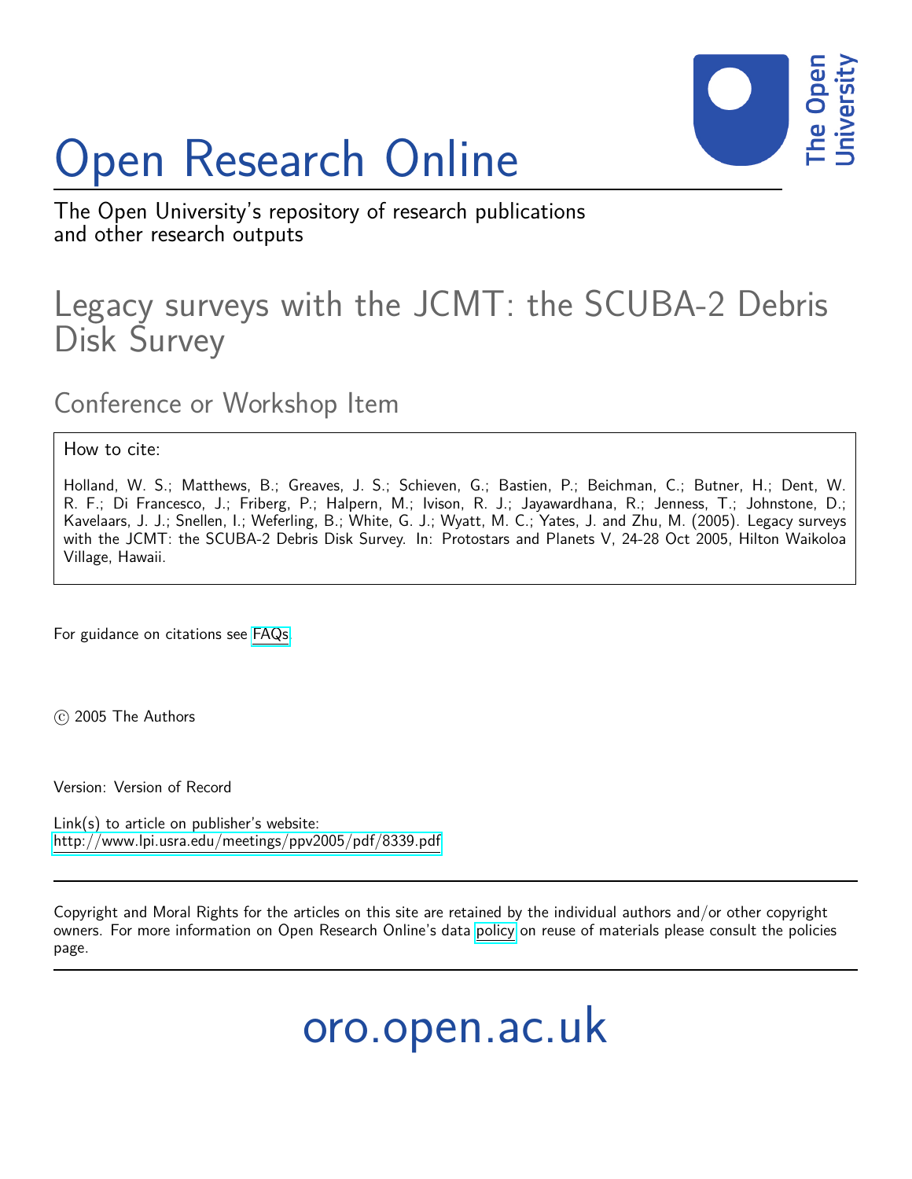# Open Research Online

The Open University's repository of research publications and other research outputs

## Legacy surveys with the JCMT: the SCUBA-2 Debris Disk Survey

### Conference or Workshop Item

How to cite:

Holland, W. S.; Matthews, B.; Greaves, J. S.; Schieven, G.; Bastien, P.; Beichman, C.; Butner, H.; Dent, W. R. F.; Di Francesco, J.; Friberg, P.; Halpern, M.; Ivison, R. J.; Jayawardhana, R.; Jenness, T.; Johnstone, D.; Kavelaars, J. J.; Snellen, I.; Weferling, B.; White, G. J.; Wyatt, M. C.; Yates, J. and Zhu, M. (2005). Legacy surveys with the JCMT: the SCUBA-2 Debris Disk Survey. In: Protostars and Planets V, 24-28 Oct 2005, Hilton Waikoloa Village, Hawaii.

For guidance on citations see FAQs.

© 2005 The Authors

Version: Version of Record

Link(s) to article on publisher's website:
http://www.lpi.usra.edu/meetings/ppv2005/pdf/8339.pdf

Copyright and Moral Rights for the articles on this site are retained by the individual authors and/or other copyright owners. For more information on Open Research Online's data policy on reuse of materials please consult the policies page.

oro.open.ac.uk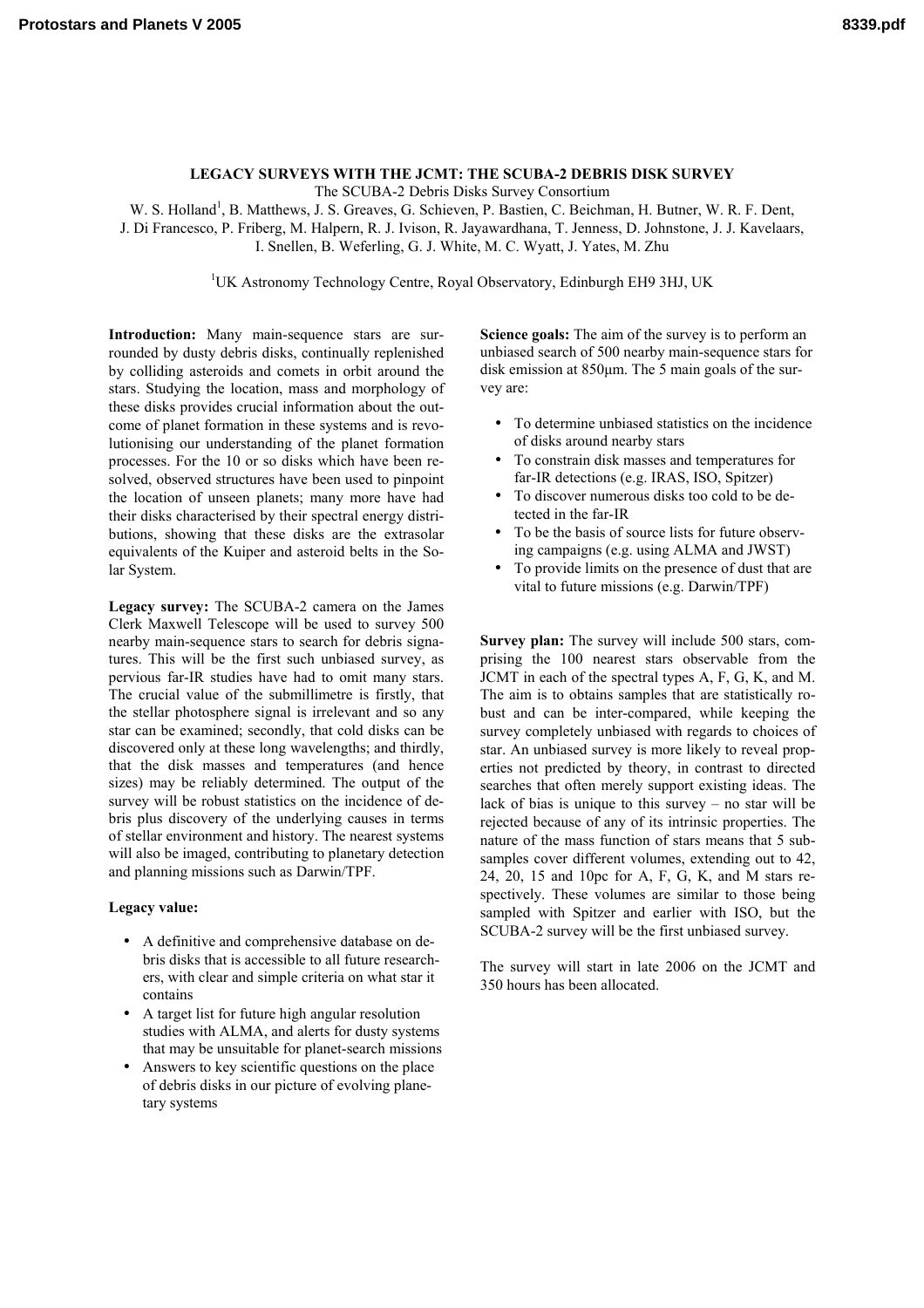**LEGACY SURVEYS WITH THE JCMT: THE SCUBA-2 DEBRIS DISK SURVEY**

The SCUBA-2 Debris Disks Survey Consortium

W. S. Holland[1], B. Matthews, J. S. Greaves, G. Schieven, P. Bastien, C. Beichman, H. Butner, W. R. F. Dent, J. Di Francesco, P. Friberg, M. Halpern, R. J. Ivison, R. Jayawardhana, T. Jenness, D. Johnstone, J. J. Kavelaars, I. Snellen, B. Weferling, G. J. White, M. C. Wyatt, J. Yates, M. Zhu

[1]UK Astronomy Technology Centre, Royal Observatory, Edinburgh EH9 3HJ, UK

**Introduction:** Many main-sequence stars are surrounded by dusty debris disks, continually replenished by colliding asteroids and comets in orbit around the stars. Studying the location, mass and morphology of these disks provides crucial information about the outcome of planet formation in these systems and is revolutionising our understanding of the planet formation processes. For the 10 or so disks which have been resolved, observed structures have been used to pinpoint the location of unseen planets; many more have had their disks characterised by their spectral energy distributions, showing that these disks are the extrasolar equivalents of the Kuiper and asteroid belts in the Solar System.

**Legacy survey:** The SCUBA-2 camera on the James Clerk Maxwell Telescope will be used to survey 500 nearby main-sequence stars to search for debris signatures. This will be the first such unbiased survey, as pervious far-IR studies have had to omit many stars. The crucial value of the submillimetre is firstly, that the stellar photosphere signal is irrelevant and so any star can be examined; secondly, that cold disks can be discovered only at these long wavelengths; and thirdly, that the disk masses and temperatures (and hence sizes) may be reliably determined. The output of the survey will be robust statistics on the incidence of debris plus discovery of the underlying causes in terms of stellar environment and history. The nearest systems will also be imaged, contributing to planetary detection and planning missions such as Darwin/TPF.

**Legacy value:**

- A definitive and comprehensive database on debris disks that is accessible to all future researchers, with clear and simple criteria on what star it contains
- A target list for future high angular resolution studies with ALMA, and alerts for dusty systems that may be unsuitable for planet-search missions
- Answers to key scientific questions on the place of debris disks in our picture of evolving planetary systems

**Science goals:** The aim of the survey is to perform an unbiased search of 500 nearby main-sequence stars for disk emission at 850µm. The 5 main goals of the survey are:

- To determine unbiased statistics on the incidence of disks around nearby stars
- To constrain disk masses and temperatures for far-IR detections (e.g. IRAS, ISO, Spitzer)
- To discover numerous disks too cold to be detected in the far-IR
- To be the basis of source lists for future observing campaigns (e.g. using ALMA and JWST)
- To provide limits on the presence of dust that are vital to future missions (e.g. Darwin/TPF)

**Survey plan:** The survey will include 500 stars, comprising the 100 nearest stars observable from the JCMT in each of the spectral types A, F, G, K, and M. The aim is to obtains samples that are statistically robust and can be inter-compared, while keeping the survey completely unbiased with regards to choices of star. An unbiased survey is more likely to reveal properties not predicted by theory, in contrast to directed searches that often merely support existing ideas. The lack of bias is unique to this survey – no star will be rejected because of any of its intrinsic properties. The nature of the mass function of stars means that 5 subsamples cover different volumes, extending out to 42, 24, 20, 15 and 10pc for A, F, G, K, and M stars respectively. These volumes are similar to those being sampled with Spitzer and earlier with ISO, but the SCUBA-2 survey will be the first unbiased survey.

The survey will start in late 2006 on the JCMT and 350 hours has been allocated.